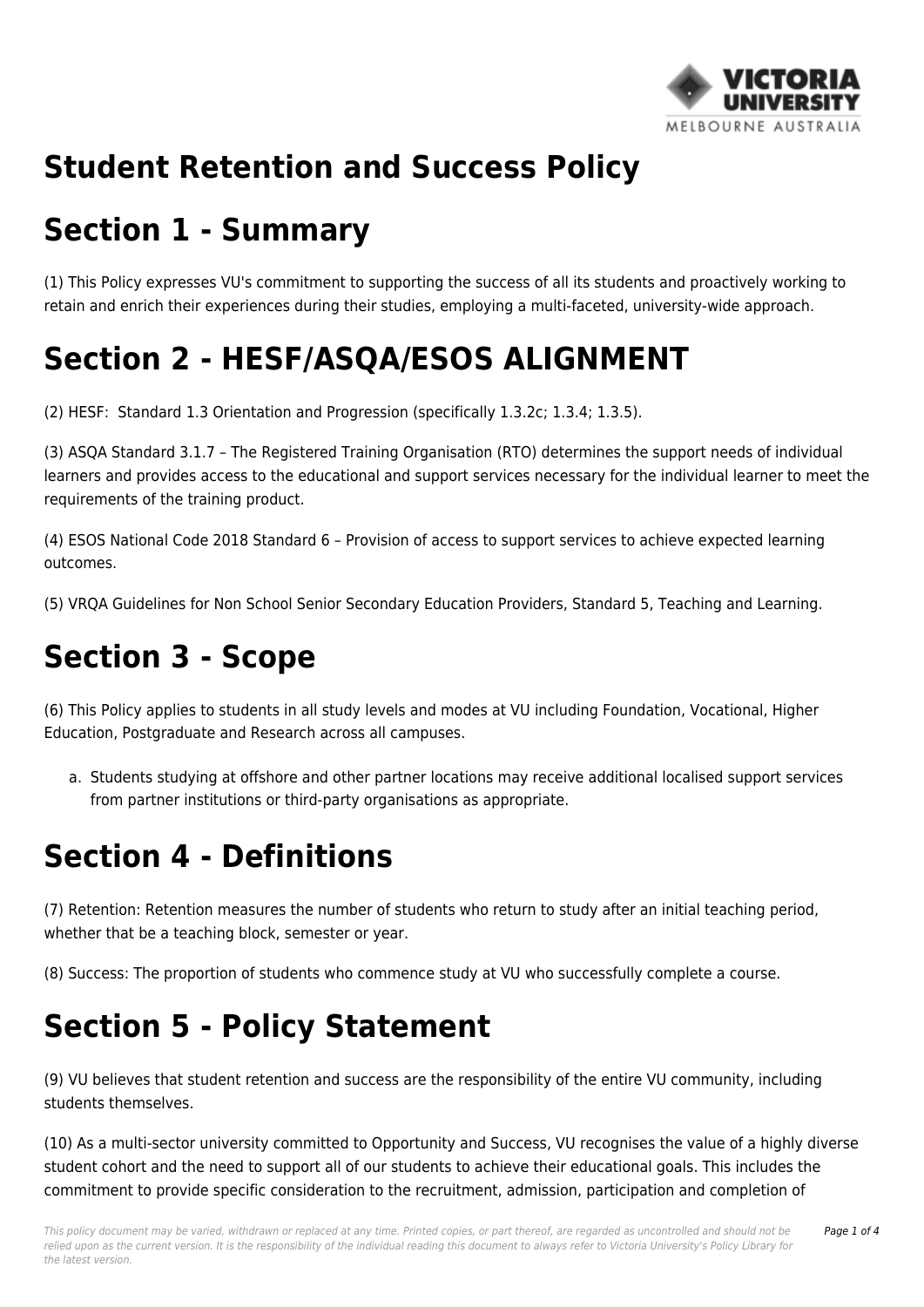# Student Retention and Success Policy

# Section 1 - Summary

(1) This Policy expresses VU's commitment to supporting the success of all its students and proactively working to retain and enrich their experiences during their studies, employing a multi-faceted, university-wide approach.

# Section 2 - HESF/ASQA/ESOS ALIGNMENT

(2) HESF: Standard 1.3 Orientation and Progression (specifically 1.3.2c; 1.3.4; 1.3.5).

(3) ASQA Standard 3.1.7 – The Registered Training Organisation (RTO) determines the support needs of individual learners and provides access to the educational and support services necessary for the individual learner to meet the requirements of the training product.

(4) ESOS National Code 2018 Standard 6 – Provision of access to support services to achieve expected learning outcomes.

(5) VRQA Guidelines for Non School Senior Secondary Education Providers, Standard 5, Teaching and Learning.

# Section 3 - Scope

(6) This Policy applies to students in all study levels and modes at VU including Foundation, Vocational, Higher Education, Postgraduate and Research across all campuses.

a. Students studying at offshore and other partner locations may receive additional localised support services from partner institutions or third-party organisations as appropriate.

# Section 4 - Definitions

(7) Retention: Retention measures the number of students who return to study after an initial teaching period, whether that be a teaching block, semester or year.

(8) Success: The proportion of students who commence study at VU who successfully complete a course.

# Section 5 - Policy Statement

(9) VU believes that student retention and success are the responsibility of the entire VU community, including students themselves.

(10) As a multi-sector university committed to Opportunity and Success, VU recognises the value of a highly diverse student cohort and the need to support all of our students to achieve their educational goals. This includes the commitment to provide specific consideration to the recruitment, admission, participation and completion of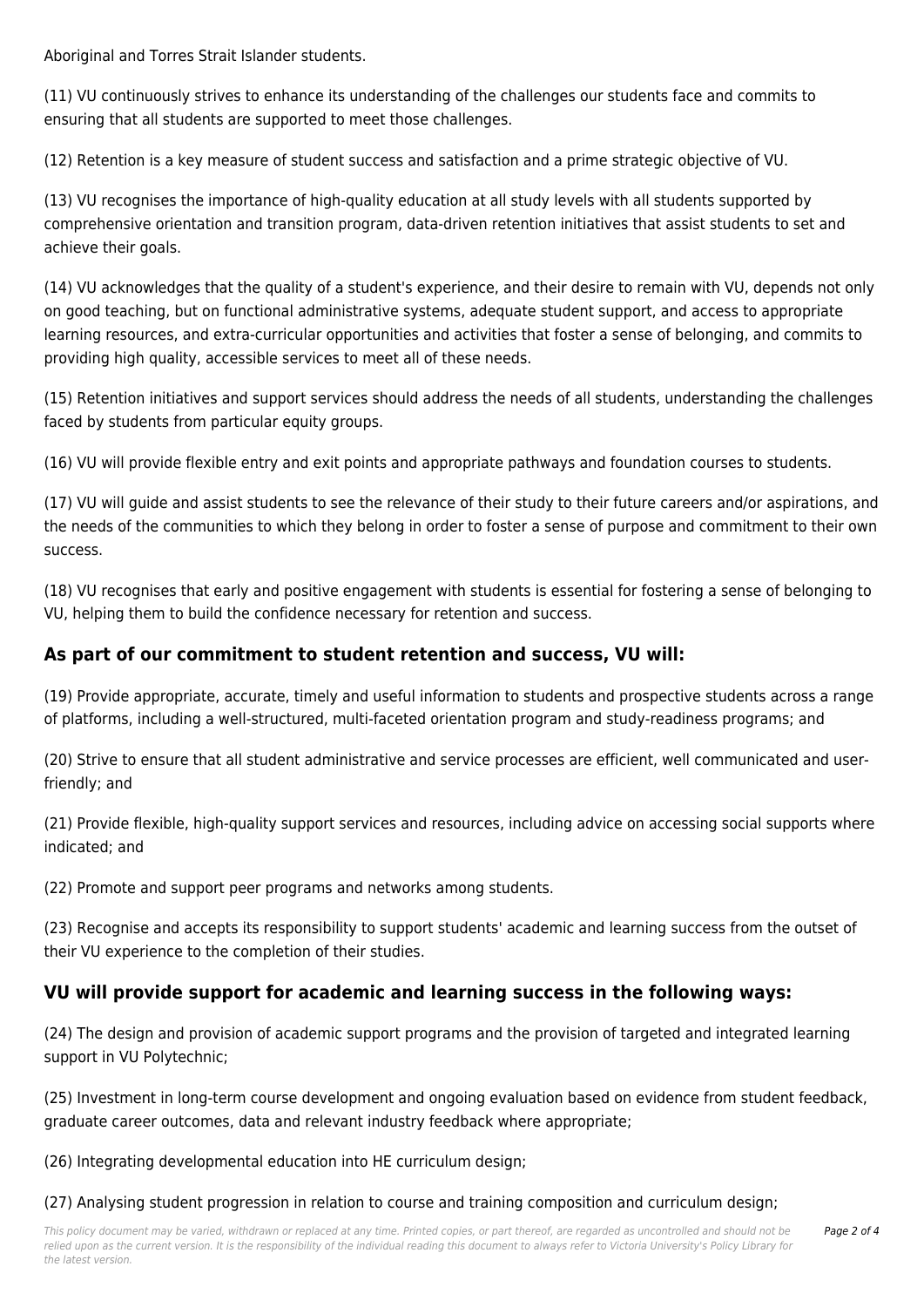Aboriginal and Torres Strait Islander students.

(11) VU continuously strives to enhance its understanding of the challenges our students face and commits to ensuring that all students are supported to meet those challenges.

(12) Retention is a key measure of student success and satisfaction and a prime strategic objective of VU.

(13) VU recognises the importance of high-quality education at all study levels with all students supported by comprehensive orientation and transition program, data-driven retention initiatives that assist students to set and achieve their goals.

(14) VU acknowledges that the quality of a student's experience, and their desire to remain with VU, depends not only on good teaching, but on functional administrative systems, adequate student support, and access to appropriate learning resources, and extra-curricular opportunities and activities that foster a sense of belonging, and commits to providing high quality, accessible services to meet all of these needs.

(15) Retention initiatives and support services should address the needs of all students, understanding the challenges faced by students from particular equity groups.

(16) VU will provide flexible entry and exit points and appropriate pathways and foundation courses to students.

(17) VU will guide and assist students to see the relevance of their study to their future careers and/or aspirations, and the needs of the communities to which they belong in order to foster a sense of purpose and commitment to their own success.

(18) VU recognises that early and positive engagement with students is essential for fostering a sense of belonging to VU, helping them to build the confidence necessary for retention and success.

## As part of our commitment to student retention and success, VU will:

(19) Provide appropriate, accurate, timely and useful information to students and prospective students across a range of platforms, including a well-structured, multi-faceted orientation program and study-readiness programs; and

(20) Strive to ensure that all student administrative and service processes are efficient, well communicated and user-friendly; and

(21) Provide flexible, high-quality support services and resources, including advice on accessing social supports where indicated; and

(22) Promote and support peer programs and networks among students.

(23) Recognise and accepts its responsibility to support students' academic and learning success from the outset of their VU experience to the completion of their studies.

## VU will provide support for academic and learning success in the following ways:

(24) The design and provision of academic support programs and the provision of targeted and integrated learning support in VU Polytechnic;

(25) Investment in long-term course development and ongoing evaluation based on evidence from student feedback, graduate career outcomes, data and relevant industry feedback where appropriate;

(26) Integrating developmental education into HE curriculum design;

(27) Analysing student progression in relation to course and training composition and curriculum design;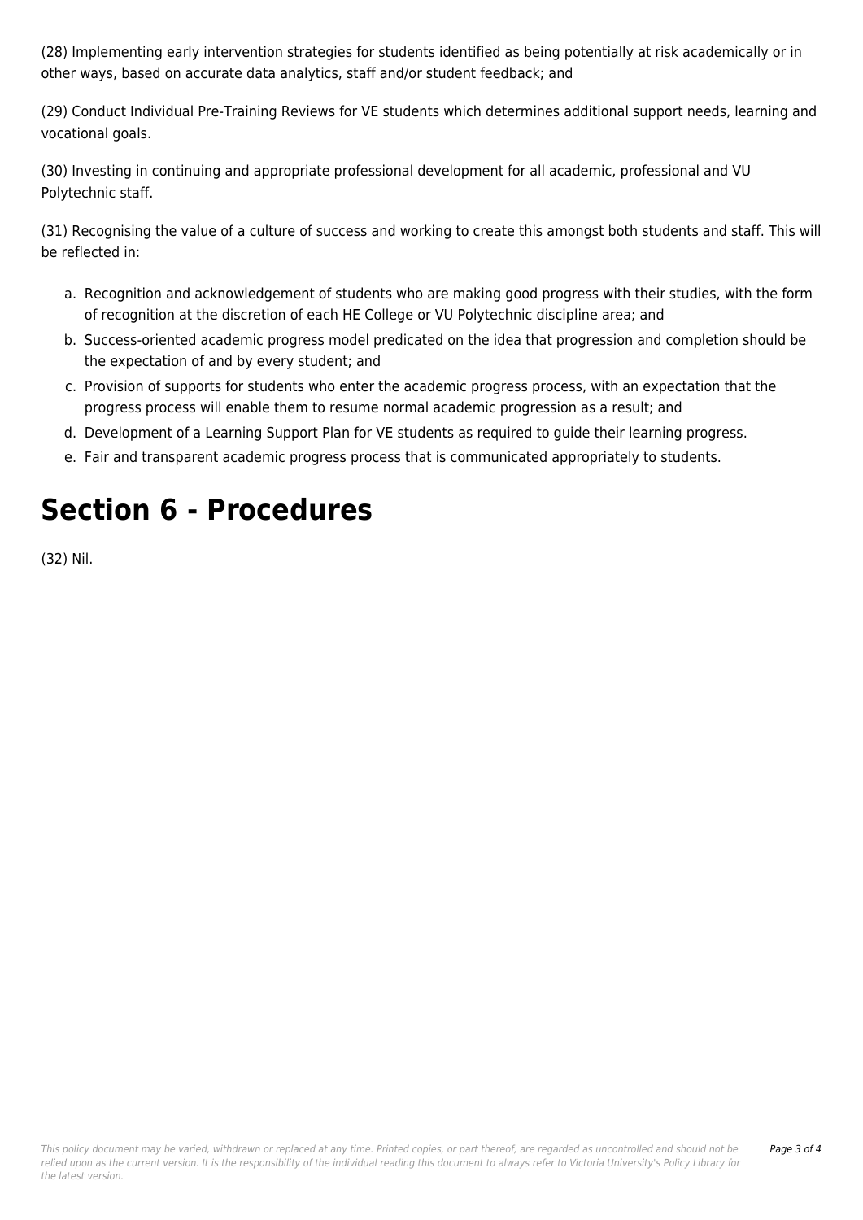(28) Implementing early intervention strategies for students identified as being potentially at risk academically or in other ways, based on accurate data analytics, staff and/or student feedback; and

(29) Conduct Individual Pre-Training Reviews for VE students which determines additional support needs, learning and vocational goals.

(30) Investing in continuing and appropriate professional development for all academic, professional and VU Polytechnic staff.

(31) Recognising the value of a culture of success and working to create this amongst both students and staff. This will be reflected in:

a. Recognition and acknowledgement of students who are making good progress with their studies, with the form of recognition at the discretion of each HE College or VU Polytechnic discipline area; and
b. Success-oriented academic progress model predicated on the idea that progression and completion should be the expectation of and by every student; and
c. Provision of supports for students who enter the academic progress process, with an expectation that the progress process will enable them to resume normal academic progression as a result; and
d. Development of a Learning Support Plan for VE students as required to guide their learning progress.
e. Fair and transparent academic progress process that is communicated appropriately to students.

# Section 6 - Procedures

(32) Nil.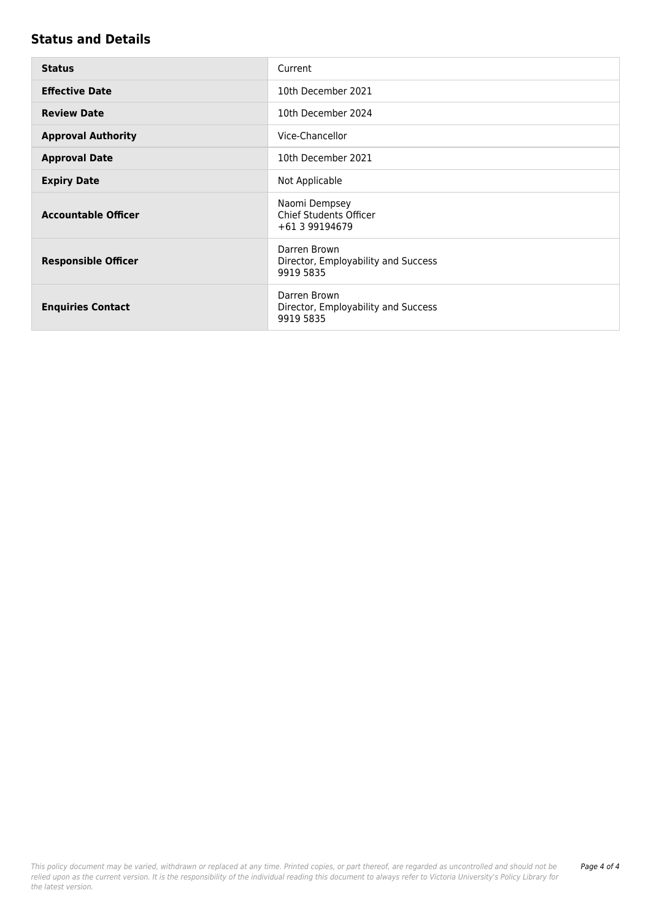## Status and Details

| | |
|---|---|
| **Status** | Current |
| **Effective Date** | 10th December 2021 |
| **Review Date** | 10th December 2024 |
| **Approval Authority** | Vice-Chancellor |
| **Approval Date** | 10th December 2021 |
| **Expiry Date** | Not Applicable |
| **Accountable Officer** | Naomi Dempsey<br>Chief Students Officer<br>+61 3 99194679 |
| **Responsible Officer** | Darren Brown<br>Director, Employability and Success<br>9919 5835 |
| **Enquiries Contact** | Darren Brown<br>Director, Employability and Success<br>9919 5835 |

*This policy document may be varied, withdrawn or replaced at any time. Printed copies, or part thereof, are regarded as uncontrolled and should not be relied upon as the current version. It is the responsibility of the individual reading this document to always refer to Victoria University's Policy Library for the latest version.*